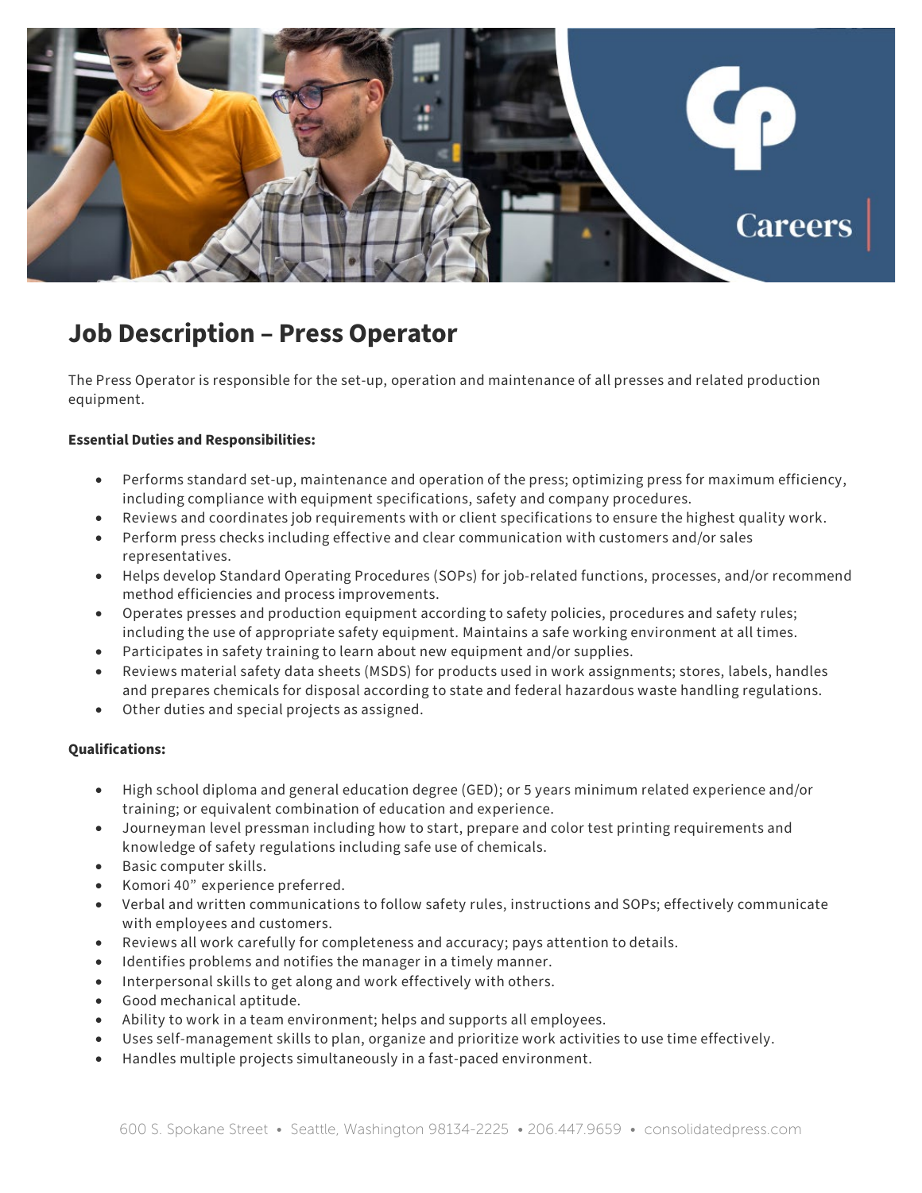# Job Description – Press Operator

The Press Operator is responsible for the set-up, operation and maintenance of all presses and related production equipment.

**Essential Duties and Responsibilities:**

- Performs standard set-up, maintenance and operation of the press; optimizing press for maximum efficiency, including compliance with equipment specifications, safety and company procedures.
- Reviews and coordinates job requirements with or client specifications to ensure the highest quality work.
- Perform press checks including effective and clear communication with customers and/or sales representatives.
- Helps develop Standard Operating Procedures (SOPs) for job-related functions, processes, and/or recommend method efficiencies and process improvements.
- Operates presses and production equipment according to safety policies, procedures and safety rules; including the use of appropriate safety equipment. Maintains a safe working environment at all times.
- Participates in safety training to learn about new equipment and/or supplies.
- Reviews material safety data sheets (MSDS) for products used in work assignments; stores, labels, handles and prepares chemicals for disposal according to state and federal hazardous waste handling regulations.
- Other duties and special projects as assigned.

**Qualifications:**

- High school diploma and general education degree (GED); or 5 years minimum related experience and/or training; or equivalent combination of education and experience.
- Journeyman level pressman including how to start, prepare and color test printing requirements and knowledge of safety regulations including safe use of chemicals.
- Basic computer skills.
- Komori 40" experience preferred.
- Verbal and written communications to follow safety rules, instructions and SOPs; effectively communicate with employees and customers.
- Reviews all work carefully for completeness and accuracy; pays attention to details.
- Identifies problems and notifies the manager in a timely manner.
- Interpersonal skills to get along and work effectively with others.
- Good mechanical aptitude.
- Ability to work in a team environment; helps and supports all employees.
- Uses self-management skills to plan, organize and prioritize work activities to use time effectively.
- Handles multiple projects simultaneously in a fast-paced environment.

600 S. Spokane Street • Seattle, Washington 98134-2225 • 206.447.9659 • consolidatedpress.com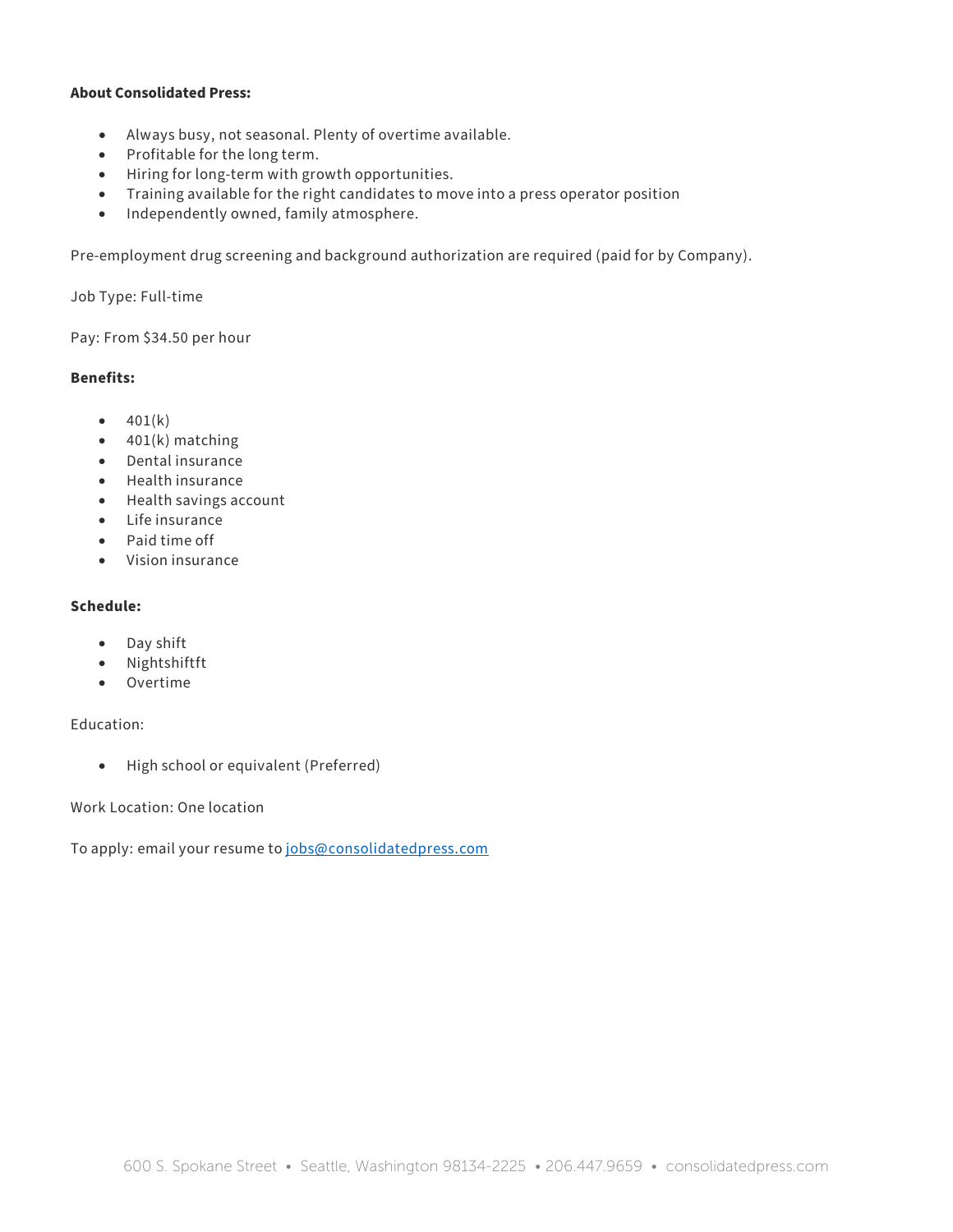**About Consolidated Press:**

- Always busy, not seasonal. Plenty of overtime available.
- Profitable for the long term.
- Hiring for long-term with growth opportunities.
- Training available for the right candidates to move into a press operator position
- Independently owned, family atmosphere.

Pre-employment drug screening and background authorization are required (paid for by Company).

Job Type: Full-time

Pay: From $34.50 per hour

**Benefits:**

- 401(k)
- 401(k) matching
- Dental insurance
- Health insurance
- Health savings account
- Life insurance
- Paid time off
- Vision insurance

**Schedule:**

- Day shift
- Nightshiftft
- Overtime

Education:

- High school or equivalent (Preferred)

Work Location: One location

To apply: email your resume to jobs@consolidatedpress.com

600 S. Spokane Street • Seattle, Washington 98134-2225 • 206.447.9659 • consolidatedpress.com